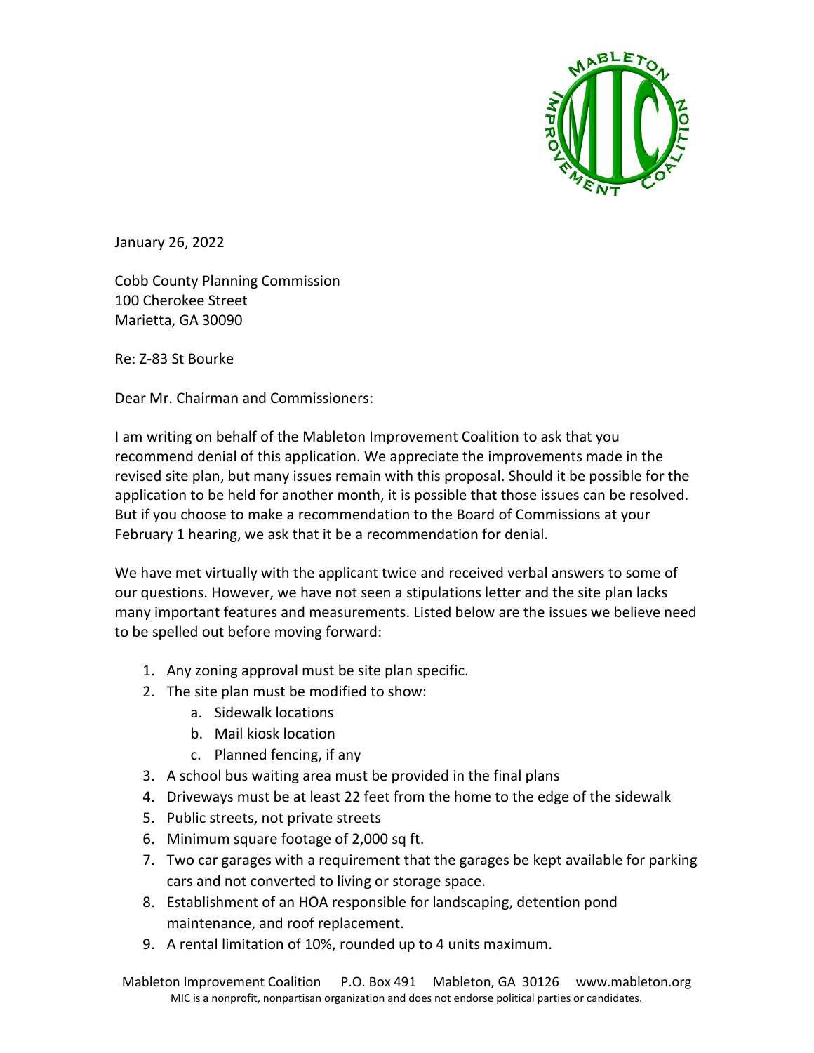January 26, 2022

Cobb County Planning Commission
100 Cherokee Street
Marietta, GA 30090

Re: Z-83 St Bourke

Dear Mr. Chairman and Commissioners:

I am writing on behalf of the Mableton Improvement Coalition to ask that you recommend denial of this application. We appreciate the improvements made in the revised site plan, but many issues remain with this proposal. Should it be possible for the application to be held for another month, it is possible that those issues can be resolved. But if you choose to make a recommendation to the Board of Commissions at your February 1 hearing, we ask that it be a recommendation for denial.

We have met virtually with the applicant twice and received verbal answers to some of our questions. However, we have not seen a stipulations letter and the site plan lacks many important features and measurements. Listed below are the issues we believe need to be spelled out before moving forward:

1. Any zoning approval must be site plan specific.
2. The site plan must be modified to show:
   a. Sidewalk locations
   b. Mail kiosk location
   c. Planned fencing, if any
3. A school bus waiting area must be provided in the final plans
4. Driveways must be at least 22 feet from the home to the edge of the sidewalk
5. Public streets, not private streets
6. Minimum square footage of 2,000 sq ft.
7. Two car garages with a requirement that the garages be kept available for parking cars and not converted to living or storage space.
8. Establishment of an HOA responsible for landscaping, detention pond maintenance, and roof replacement.
9. A rental limitation of 10%, rounded up to 4 units maximum.

Mableton Improvement Coalition P.O. Box 491 Mableton, GA 30126 www.mableton.org
MIC is a nonprofit, nonpartisan organization and does not endorse political parties or candidates.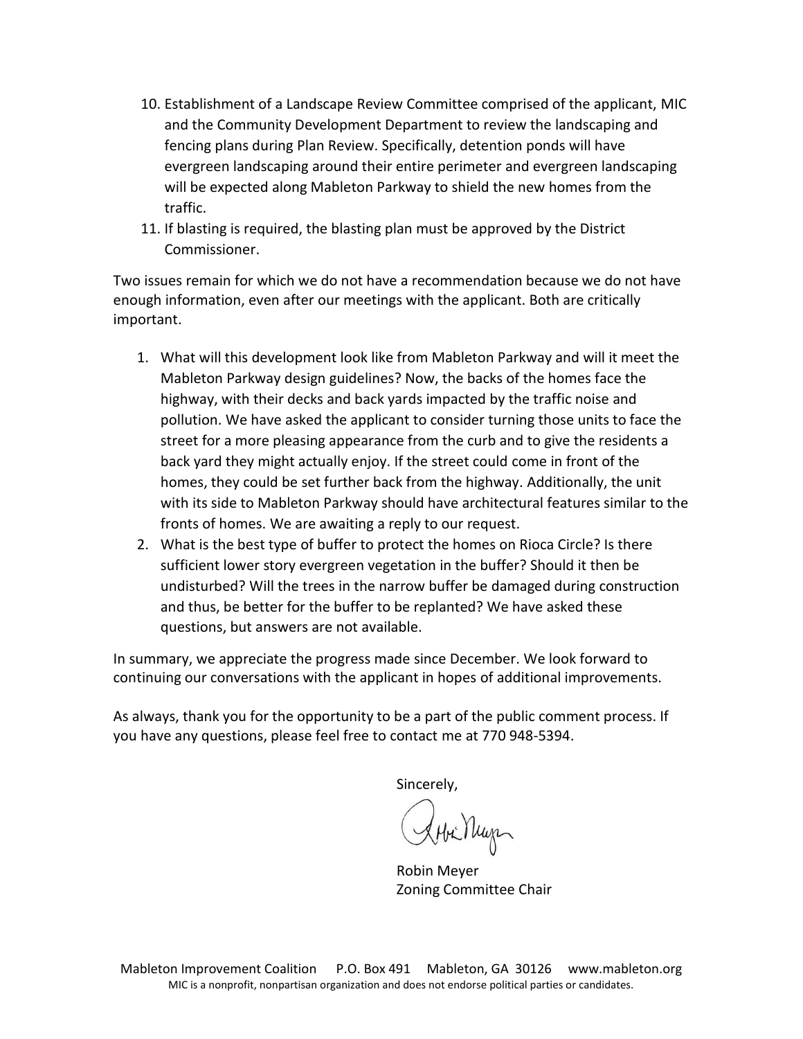10. Establishment of a Landscape Review Committee comprised of the applicant, MIC and the Community Development Department to review the landscaping and fencing plans during Plan Review. Specifically, detention ponds will have evergreen landscaping around their entire perimeter and evergreen landscaping will be expected along Mableton Parkway to shield the new homes from the traffic.
11. If blasting is required, the blasting plan must be approved by the District Commissioner.

Two issues remain for which we do not have a recommendation because we do not have enough information, even after our meetings with the applicant. Both are critically important.

1. What will this development look like from Mableton Parkway and will it meet the Mableton Parkway design guidelines? Now, the backs of the homes face the highway, with their decks and back yards impacted by the traffic noise and pollution. We have asked the applicant to consider turning those units to face the street for a more pleasing appearance from the curb and to give the residents a back yard they might actually enjoy. If the street could come in front of the homes, they could be set further back from the highway. Additionally, the unit with its side to Mableton Parkway should have architectural features similar to the fronts of homes. We are awaiting a reply to our request.
2. What is the best type of buffer to protect the homes on Rioca Circle? Is there sufficient lower story evergreen vegetation in the buffer? Should it then be undisturbed? Will the trees in the narrow buffer be damaged during construction and thus, be better for the buffer to be replanted? We have asked these questions, but answers are not available.

In summary, we appreciate the progress made since December. We look forward to continuing our conversations with the applicant in hopes of additional improvements.

As always, thank you for the opportunity to be a part of the public comment process. If you have any questions, please feel free to contact me at 770 948-5394.

Sincerely,

Robin Meyer
Zoning Committee Chair

Mableton Improvement Coalition P.O. Box 491 Mableton, GA 30126 www.mableton.org
MIC is a nonprofit, nonpartisan organization and does not endorse political parties or candidates.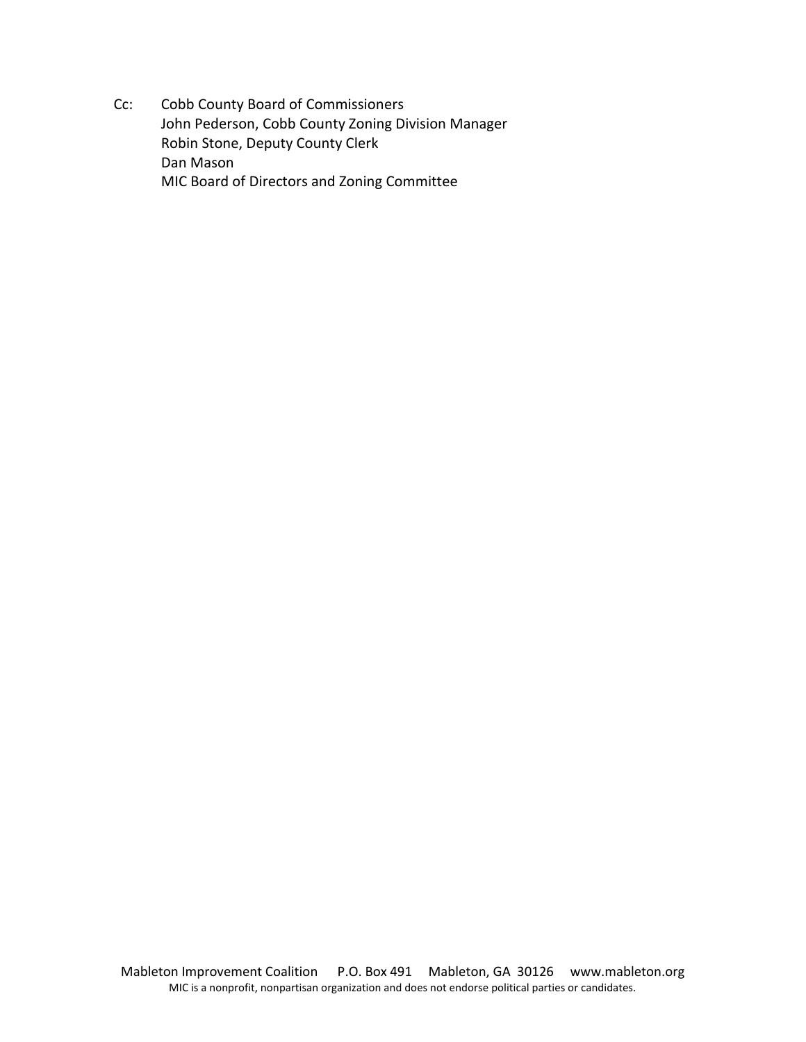Cc: Cobb County Board of Commissioners
John Pederson, Cobb County Zoning Division Manager
Robin Stone, Deputy County Clerk
Dan Mason
MIC Board of Directors and Zoning Committee

Mableton Improvement Coalition P.O. Box 491 Mableton, GA 30126 www.mableton.org
MIC is a nonprofit, nonpartisan organization and does not endorse political parties or candidates.